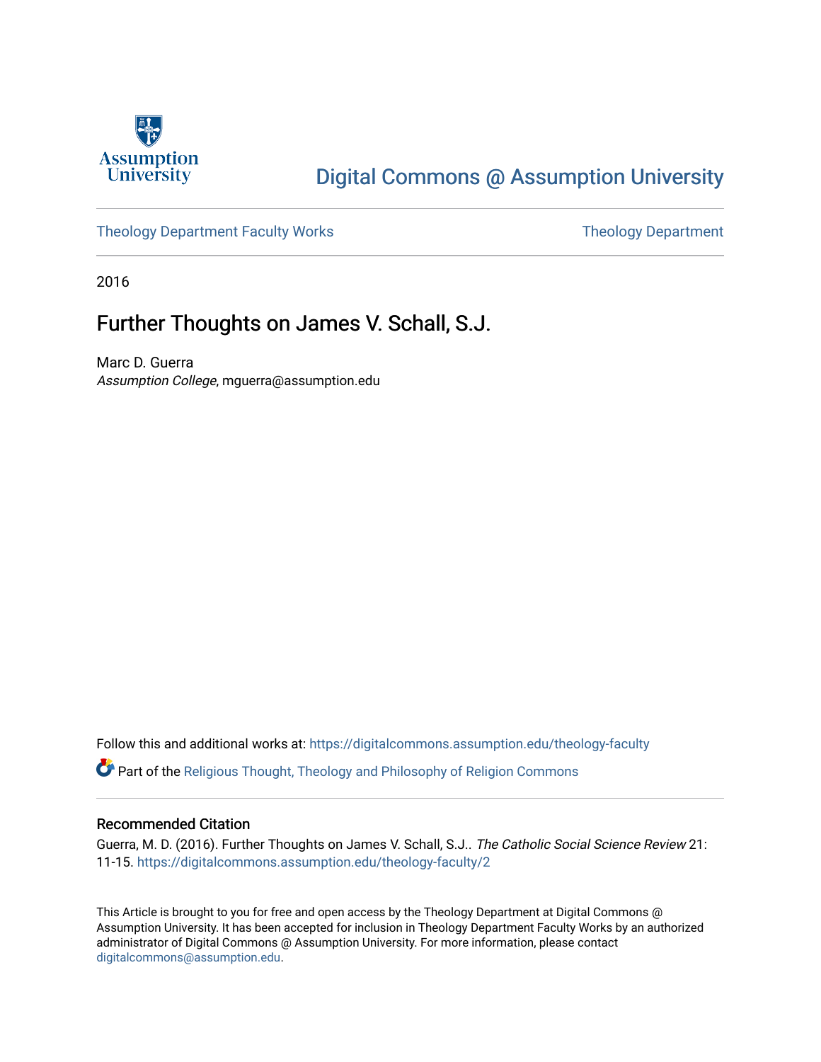Assumption University

# Digital Commons @ Assumption University

Theology Department Faculty Works

Theology Department

2016

## Further Thoughts on James V. Schall, S.J.

Marc D. Guerra
*Assumption College*, mguerra@assumption.edu

Follow this and additional works at: https://digitalcommons.assumption.edu/theology-faculty

Part of the Religious Thought, Theology and Philosophy of Religion Commons

### Recommended Citation

Guerra, M. D. (2016). Further Thoughts on James V. Schall, S.J.. *The Catholic Social Science Review* 21: 11-15. https://digitalcommons.assumption.edu/theology-faculty/2

This Article is brought to you for free and open access by the Theology Department at Digital Commons @ Assumption University. It has been accepted for inclusion in Theology Department Faculty Works by an authorized administrator of Digital Commons @ Assumption University. For more information, please contact digitalcommons@assumption.edu.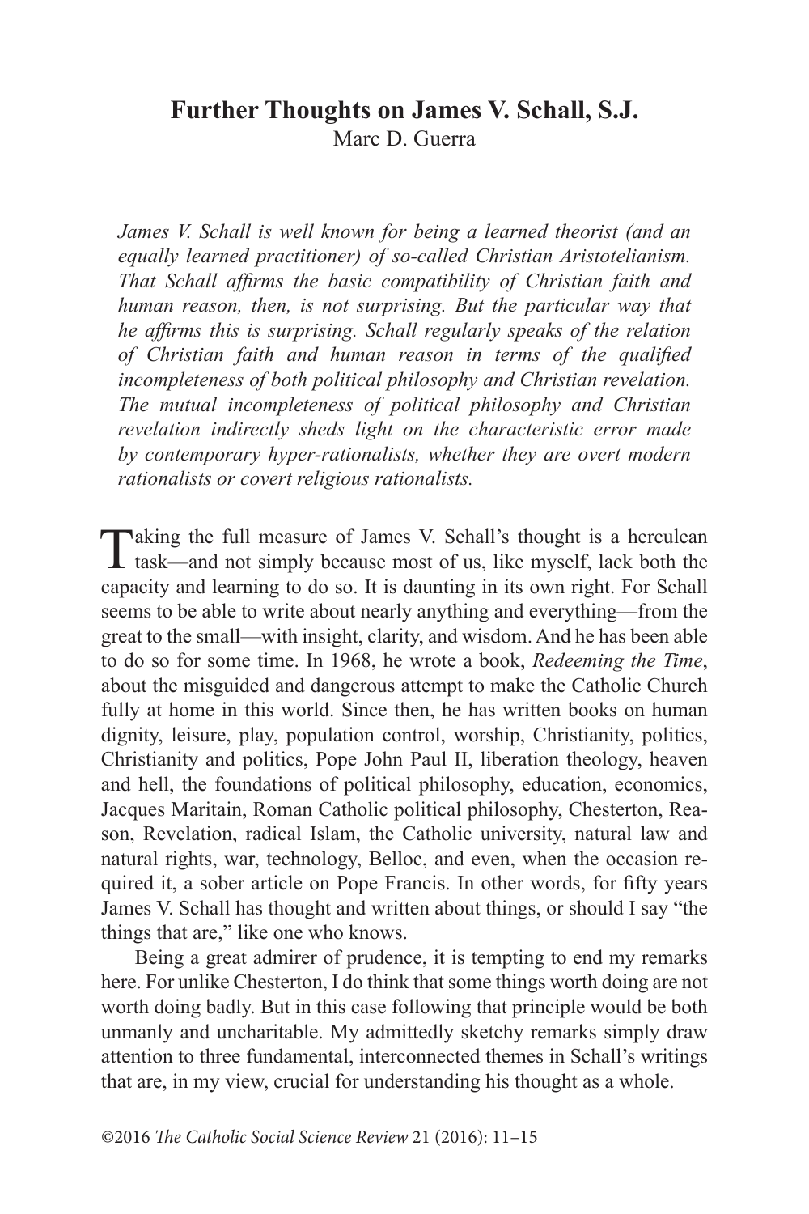# Further Thoughts on James V. Schall, S.J.

Marc D. Guerra

*James V. Schall is well known for being a learned theorist (and an equally learned practitioner) of so-called Christian Aristotelianism. That Schall affirms the basic compatibility of Christian faith and human reason, then, is not surprising. But the particular way that he affirms this is surprising. Schall regularly speaks of the relation of Christian faith and human reason in terms of the qualified incompleteness of both political philosophy and Christian revelation. The mutual incompleteness of political philosophy and Christian revelation indirectly sheds light on the characteristic error made by contemporary hyper-rationalists, whether they are overt modern rationalists or covert religious rationalists.*

Taking the full measure of James V. Schall's thought is a herculean task—and not simply because most of us, like myself, lack both the capacity and learning to do so. It is daunting in its own right. For Schall seems to be able to write about nearly anything and everything—from the great to the small—with insight, clarity, and wisdom. And he has been able to do so for some time. In 1968, he wrote a book, *Redeeming the Time*, about the misguided and dangerous attempt to make the Catholic Church fully at home in this world. Since then, he has written books on human dignity, leisure, play, population control, worship, Christianity, politics, Christianity and politics, Pope John Paul II, liberation theology, heaven and hell, the foundations of political philosophy, education, economics, Jacques Maritain, Roman Catholic political philosophy, Chesterton, Reason, Revelation, radical Islam, the Catholic university, natural law and natural rights, war, technology, Belloc, and even, when the occasion required it, a sober article on Pope Francis. In other words, for fifty years James V. Schall has thought and written about things, or should I say "the things that are," like one who knows.

Being a great admirer of prudence, it is tempting to end my remarks here. For unlike Chesterton, I do think that some things worth doing are not worth doing badly. But in this case following that principle would be both unmanly and uncharitable. My admittedly sketchy remarks simply draw attention to three fundamental, interconnected themes in Schall's writings that are, in my view, crucial for understanding his thought as a whole.

©2016 *The Catholic Social Science Review* 21 (2016): 11–15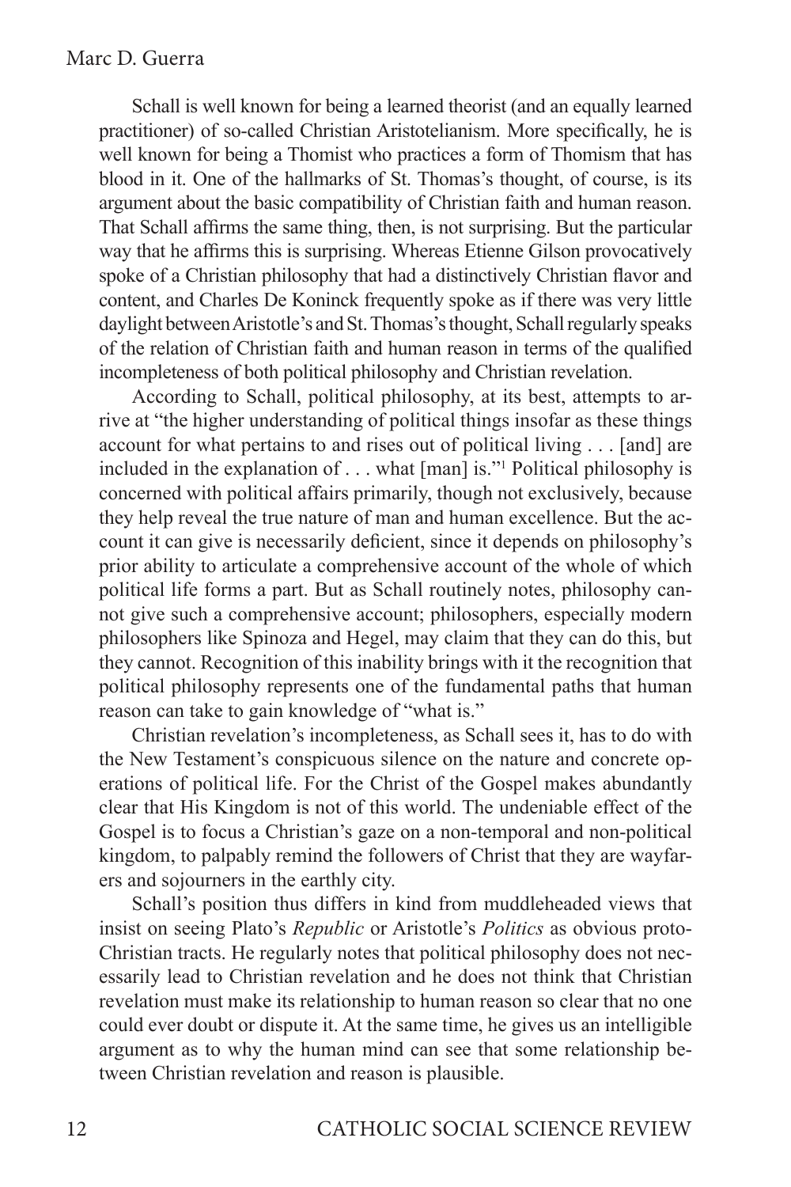Schall is well known for being a learned theorist (and an equally learned practitioner) of so-called Christian Aristotelianism. More specifically, he is well known for being a Thomist who practices a form of Thomism that has blood in it. One of the hallmarks of St. Thomas's thought, of course, is its argument about the basic compatibility of Christian faith and human reason. That Schall affirms the same thing, then, is not surprising. But the particular way that he affirms this is surprising. Whereas Etienne Gilson provocatively spoke of a Christian philosophy that had a distinctively Christian flavor and content, and Charles De Koninck frequently spoke as if there was very little daylight between Aristotle's and St. Thomas's thought, Schall regularly speaks of the relation of Christian faith and human reason in terms of the qualified incompleteness of both political philosophy and Christian revelation.

According to Schall, political philosophy, at its best, attempts to arrive at "the higher understanding of political things insofar as these things account for what pertains to and rises out of political living . . . [and] are included in the explanation of . . . what [man] is."[1] Political philosophy is concerned with political affairs primarily, though not exclusively, because they help reveal the true nature of man and human excellence. But the account it can give is necessarily deficient, since it depends on philosophy's prior ability to articulate a comprehensive account of the whole of which political life forms a part. But as Schall routinely notes, philosophy cannot give such a comprehensive account; philosophers, especially modern philosophers like Spinoza and Hegel, may claim that they can do this, but they cannot. Recognition of this inability brings with it the recognition that political philosophy represents one of the fundamental paths that human reason can take to gain knowledge of "what is."

Christian revelation's incompleteness, as Schall sees it, has to do with the New Testament's conspicuous silence on the nature and concrete operations of political life. For the Christ of the Gospel makes abundantly clear that His Kingdom is not of this world. The undeniable effect of the Gospel is to focus a Christian's gaze on a non-temporal and non-political kingdom, to palpably remind the followers of Christ that they are wayfarers and sojourners in the earthly city.

Schall's position thus differs in kind from muddleheaded views that insist on seeing Plato's *Republic* or Aristotle's *Politics* as obvious proto-Christian tracts. He regularly notes that political philosophy does not necessarily lead to Christian revelation and he does not think that Christian revelation must make its relationship to human reason so clear that no one could ever doubt or dispute it. At the same time, he gives us an intelligible argument as to why the human mind can see that some relationship between Christian revelation and reason is plausible.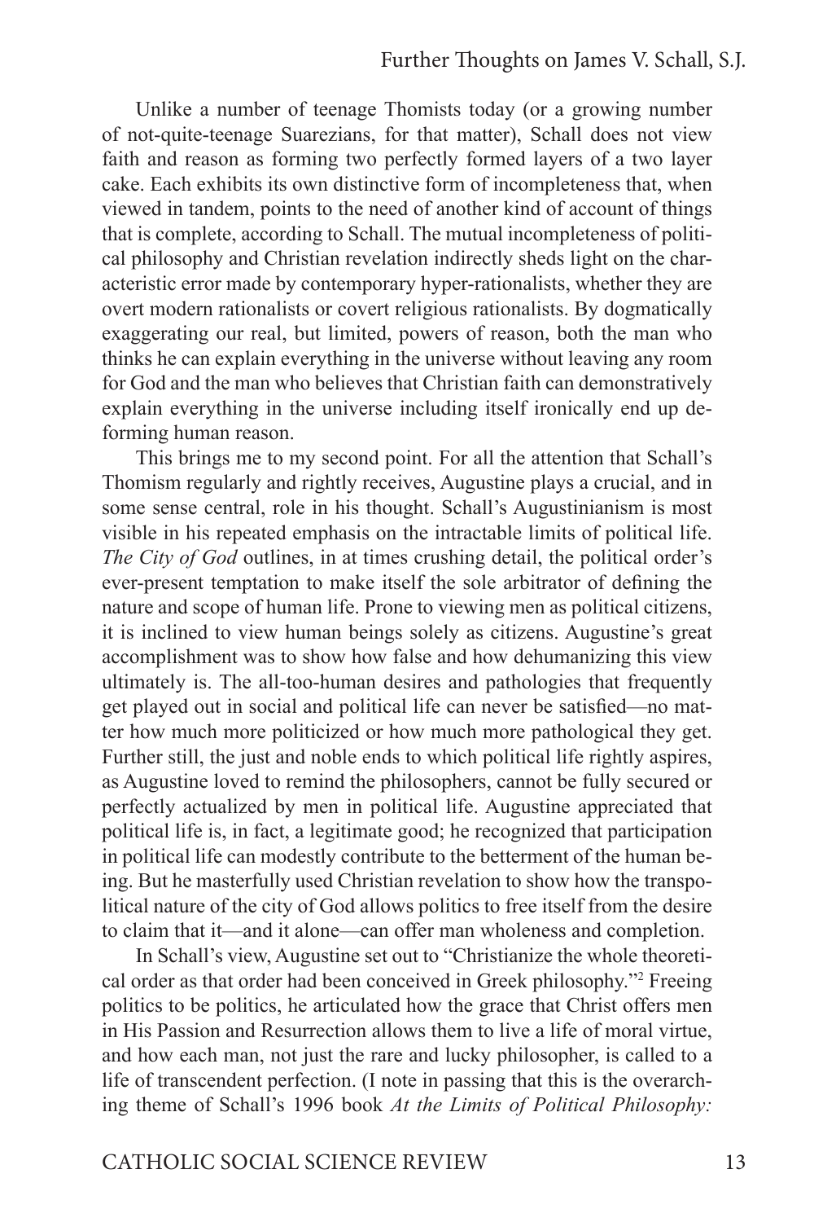Unlike a number of teenage Thomists today (or a growing number of not-quite-teenage Suarezians, for that matter), Schall does not view faith and reason as forming two perfectly formed layers of a two layer cake. Each exhibits its own distinctive form of incompleteness that, when viewed in tandem, points to the need of another kind of account of things that is complete, according to Schall. The mutual incompleteness of political philosophy and Christian revelation indirectly sheds light on the characteristic error made by contemporary hyper-rationalists, whether they are overt modern rationalists or covert religious rationalists. By dogmatically exaggerating our real, but limited, powers of reason, both the man who thinks he can explain everything in the universe without leaving any room for God and the man who believes that Christian faith can demonstratively explain everything in the universe including itself ironically end up deforming human reason.

This brings me to my second point. For all the attention that Schall's Thomism regularly and rightly receives, Augustine plays a crucial, and in some sense central, role in his thought. Schall's Augustinianism is most visible in his repeated emphasis on the intractable limits of political life. *The City of God* outlines, in at times crushing detail, the political order's ever-present temptation to make itself the sole arbitrator of defining the nature and scope of human life. Prone to viewing men as political citizens, it is inclined to view human beings solely as citizens. Augustine's great accomplishment was to show how false and how dehumanizing this view ultimately is. The all-too-human desires and pathologies that frequently get played out in social and political life can never be satisfied—no matter how much more politicized or how much more pathological they get. Further still, the just and noble ends to which political life rightly aspires, as Augustine loved to remind the philosophers, cannot be fully secured or perfectly actualized by men in political life. Augustine appreciated that political life is, in fact, a legitimate good; he recognized that participation in political life can modestly contribute to the betterment of the human being. But he masterfully used Christian revelation to show how the transpolitical nature of the city of God allows politics to free itself from the desire to claim that it—and it alone—can offer man wholeness and completion.

In Schall's view, Augustine set out to "Christianize the whole theoretical order as that order had been conceived in Greek philosophy."[2] Freeing politics to be politics, he articulated how the grace that Christ offers men in His Passion and Resurrection allows them to live a life of moral virtue, and how each man, not just the rare and lucky philosopher, is called to a life of transcendent perfection. (I note in passing that this is the overarching theme of Schall's 1996 book *At the Limits of Political Philosophy:*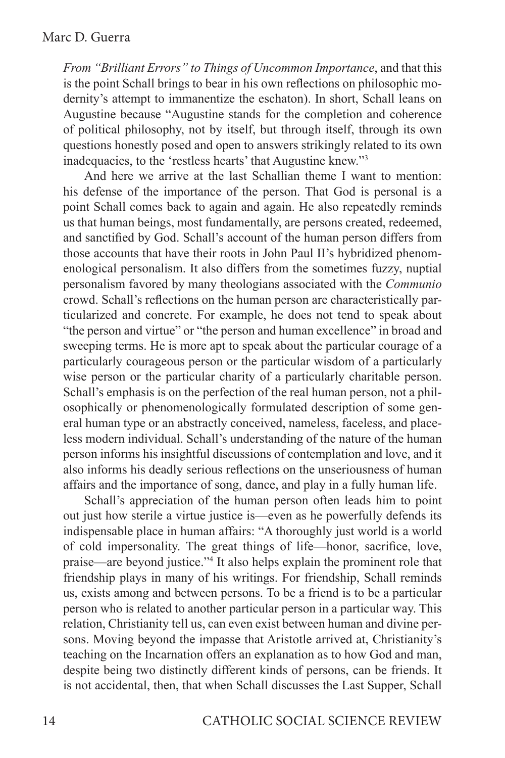*From "Brilliant Errors" to Things of Uncommon Importance*, and that this is the point Schall brings to bear in his own reflections on philosophic modernity's attempt to immanentize the eschaton). In short, Schall leans on Augustine because "Augustine stands for the completion and coherence of political philosophy, not by itself, but through itself, through its own questions honestly posed and open to answers strikingly related to its own inadequacies, to the 'restless hearts' that Augustine knew."[3]

And here we arrive at the last Schallian theme I want to mention: his defense of the importance of the person. That God is personal is a point Schall comes back to again and again. He also repeatedly reminds us that human beings, most fundamentally, are persons created, redeemed, and sanctified by God. Schall's account of the human person differs from those accounts that have their roots in John Paul II's hybridized phenomenological personalism. It also differs from the sometimes fuzzy, nuptial personalism favored by many theologians associated with the *Communio* crowd. Schall's reflections on the human person are characteristically particularized and concrete. For example, he does not tend to speak about "the person and virtue" or "the person and human excellence" in broad and sweeping terms. He is more apt to speak about the particular courage of a particularly courageous person or the particular wisdom of a particularly wise person or the particular charity of a particularly charitable person. Schall's emphasis is on the perfection of the real human person, not a philosophically or phenomenologically formulated description of some general human type or an abstractly conceived, nameless, faceless, and placeless modern individual. Schall's understanding of the nature of the human person informs his insightful discussions of contemplation and love, and it also informs his deadly serious reflections on the unseriousness of human affairs and the importance of song, dance, and play in a fully human life.

Schall's appreciation of the human person often leads him to point out just how sterile a virtue justice is—even as he powerfully defends its indispensable place in human affairs: "A thoroughly just world is a world of cold impersonality. The great things of life—honor, sacrifice, love, praise—are beyond justice."[4] It also helps explain the prominent role that friendship plays in many of his writings. For friendship, Schall reminds us, exists among and between persons. To be a friend is to be a particular person who is related to another particular person in a particular way. This relation, Christianity tell us, can even exist between human and divine persons. Moving beyond the impasse that Aristotle arrived at, Christianity's teaching on the Incarnation offers an explanation as to how God and man, despite being two distinctly different kinds of persons, can be friends. It is not accidental, then, that when Schall discusses the Last Supper, Schall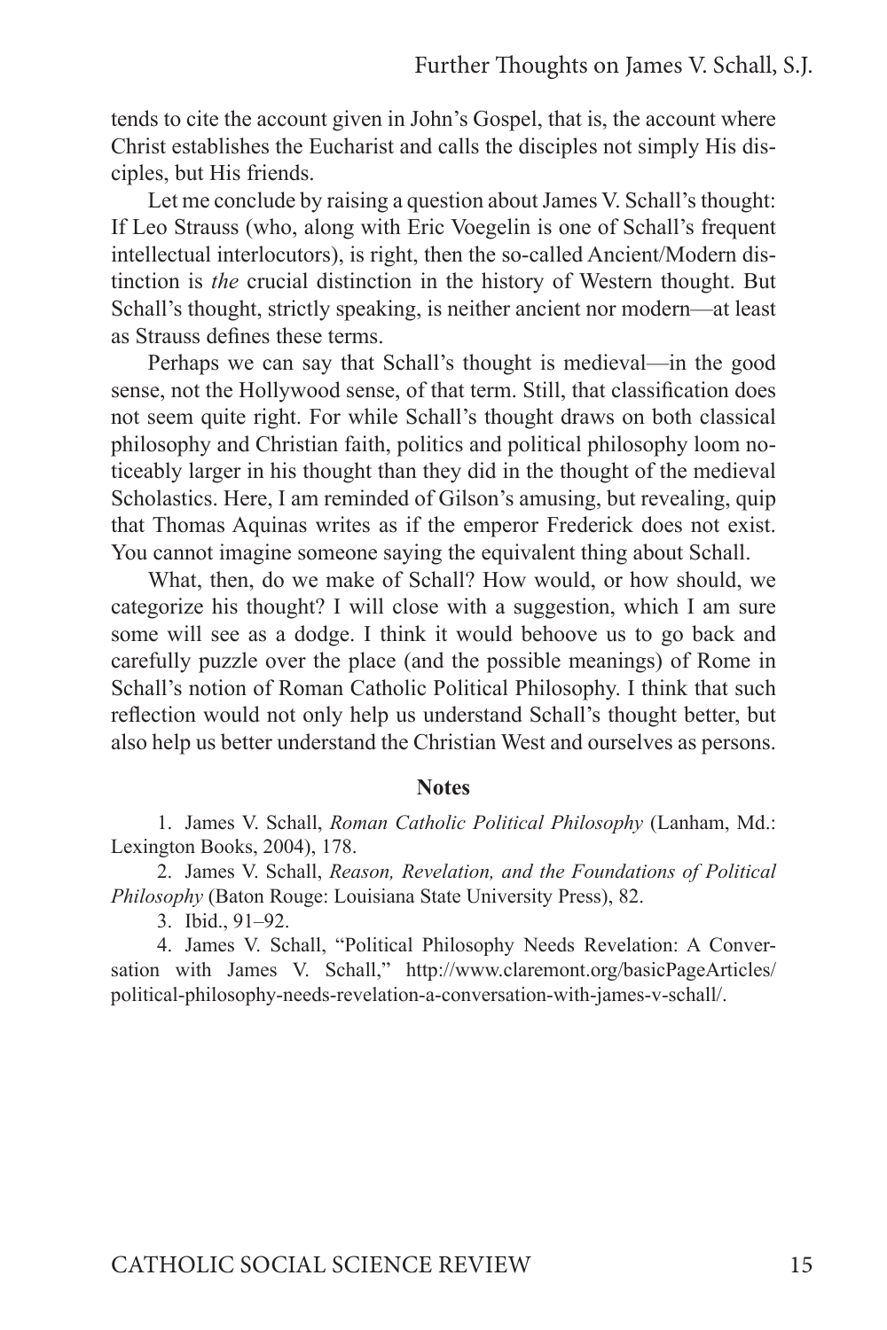tends to cite the account given in John's Gospel, that is, the account where Christ establishes the Eucharist and calls the disciples not simply His disciples, but His friends.

Let me conclude by raising a question about James V. Schall's thought: If Leo Strauss (who, along with Eric Voegelin is one of Schall's frequent intellectual interlocutors), is right, then the so-called Ancient/Modern distinction is *the* crucial distinction in the history of Western thought. But Schall's thought, strictly speaking, is neither ancient nor modern—at least as Strauss defines these terms.

Perhaps we can say that Schall's thought is medieval—in the good sense, not the Hollywood sense, of that term. Still, that classification does not seem quite right. For while Schall's thought draws on both classical philosophy and Christian faith, politics and political philosophy loom noticeably larger in his thought than they did in the thought of the medieval Scholastics. Here, I am reminded of Gilson's amusing, but revealing, quip that Thomas Aquinas writes as if the emperor Frederick does not exist. You cannot imagine someone saying the equivalent thing about Schall.

What, then, do we make of Schall? How would, or how should, we categorize his thought? I will close with a suggestion, which I am sure some will see as a dodge. I think it would behoove us to go back and carefully puzzle over the place (and the possible meanings) of Rome in Schall's notion of Roman Catholic Political Philosophy. I think that such reflection would not only help us understand Schall's thought better, but also help us better understand the Christian West and ourselves as persons.

## Notes

1. James V. Schall, *Roman Catholic Political Philosophy* (Lanham, Md.: Lexington Books, 2004), 178.

2. James V. Schall, *Reason, Revelation, and the Foundations of Political Philosophy* (Baton Rouge: Louisiana State University Press), 82.

3. Ibid., 91–92.

4. James V. Schall, "Political Philosophy Needs Revelation: A Conversation with James V. Schall," http://www.claremont.org/basicPageArticles/political-philosophy-needs-revelation-a-conversation-with-james-v-schall/.